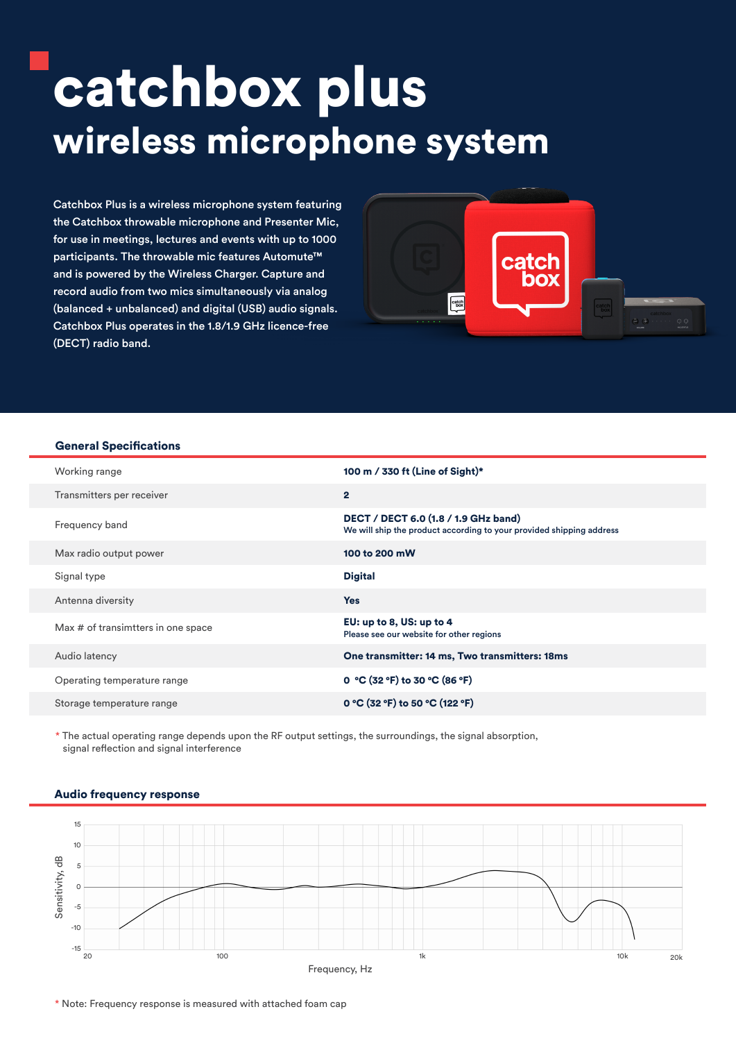# catchbox plus

## wireless microphone system

Catchbox Plus is a wireless microphone system featuring the Catchbox throwable microphone and Presenter Mic, for use in meetings, lectures and events with up to 1000 participants. The throwable mic features Automute™ and is powered by the Wireless Charger. Capture and record audio from two mics simultaneously via analog (balanced + unbalanced) and digital (USB) audio signals. Catchbox Plus operates in the 1.8/1.9 GHz licence-free (DECT) radio band.

### General Specifications

| | |
|---|---|
| Working range | **100 m / 330 ft (Line of Sight)*** |
| Transmitters per receiver | **2** |
| Frequency band | **DECT / DECT 6.0 (1.8 / 1.9 GHz band)**<br>We will ship the product according to your provided shipping address |
| Max radio output power | **100 to 200 mW** |
| Signal type | **Digital** |
| Antenna diversity | **Yes** |
| Max # of transimtters in one space | **EU: up to 8, US: up to 4**<br>Please see our website for other regions |
| Audio latency | **One transmitter: 14 ms, Two transmitters: 18ms** |
| Operating temperature range | **0 °C (32 °F) to 30 °C (86 °F)** |
| Storage temperature range | **0 °C (32 °F) to 50 °C (122 °F)** |

* The actual operating range depends upon the RF output settings, the surroundings, the signal absorption, signal reflection and signal interference

### Audio frequency response

Sensitivity, dB (-15 to 15) vs. Frequency, Hz (20 to 20k)

* Note: Frequency response is measured with attached foam cap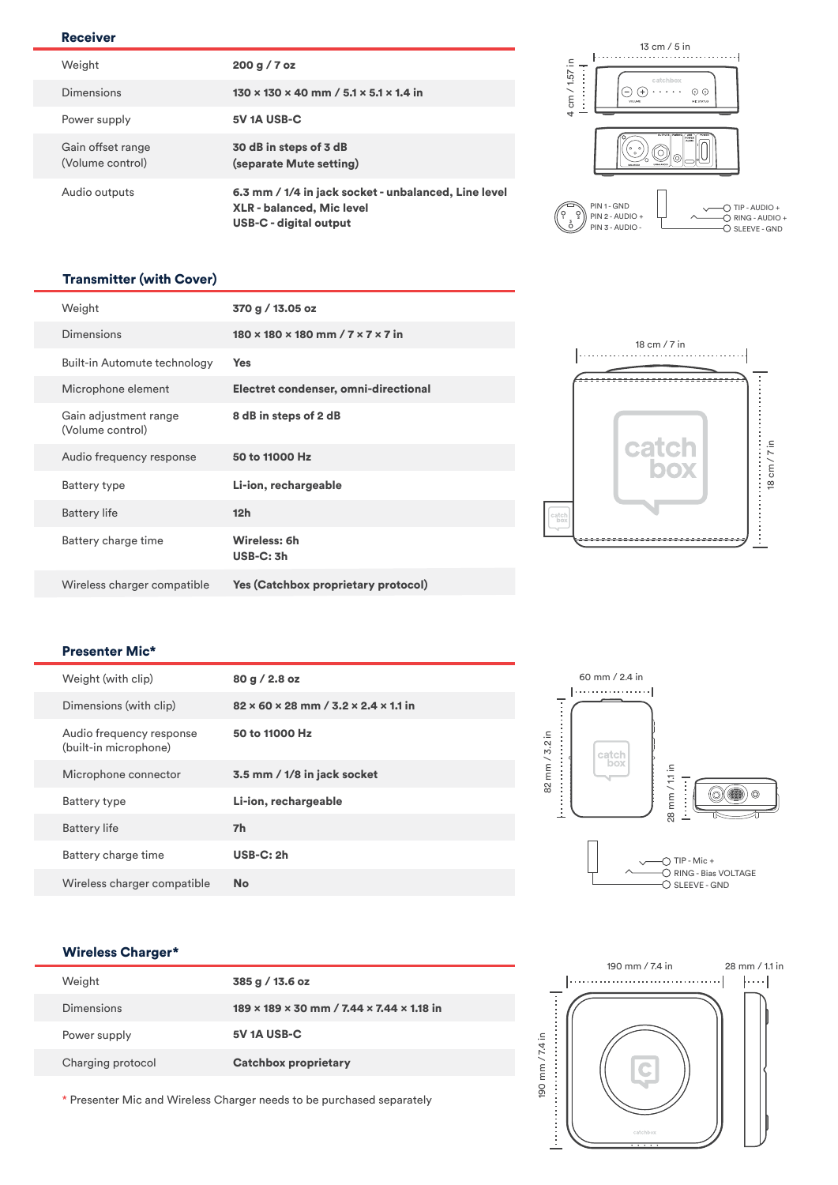## Receiver

| | |
|---|---|
| Weight | **200 g / 7 oz** |
| Dimensions | **130 × 130 × 40 mm / 5.1 × 5.1 × 1.4 in** |
| Power supply | **5V 1A USB-C** |
| Gain offset range (Volume control) | **30 dB in steps of 3 dB (separate Mute setting)** |
| Audio outputs | **6.3 mm / 1/4 in jack socket - unbalanced, Line level XLR - balanced, Mic level USB-C - digital output** |

13 cm / 5 in

4 cm / 1.57 in

PIN 1 - GND
PIN 2 - AUDIO +
PIN 3 - AUDIO -

TIP - AUDIO +
RING - AUDIO +
SLEEVE - GND

## Transmitter (with Cover)

| | |
|---|---|
| Weight | **370 g / 13.05 oz** |
| Dimensions | **180 × 180 × 180 mm / 7 × 7 × 7 in** |
| Built-in Automute technology | **Yes** |
| Microphone element | **Electret condenser, omni-directional** |
| Gain adjustment range (Volume control) | **8 dB in steps of 2 dB** |
| Audio frequency response | **50 to 11000 Hz** |
| Battery type | **Li-ion, rechargeable** |
| Battery life | **12h** |
| Battery charge time | **Wireless: 6h USB-C: 3h** |
| Wireless charger compatible | **Yes (Catchbox proprietary protocol)** |

18 cm / 7 in

18 cm / 7 in

## Presenter Mic*

| | |
|---|---|
| Weight (with clip) | **80 g / 2.8 oz** |
| Dimensions (with clip) | **82 × 60 × 28 mm / 3.2 × 2.4 × 1.1 in** |
| Audio frequency response (built-in microphone) | **50 to 11000 Hz** |
| Microphone connector | **3.5 mm / 1/8 in jack socket** |
| Battery type | **Li-ion, rechargeable** |
| Battery life | **7h** |
| Battery charge time | **USB-C: 2h** |
| Wireless charger compatible | **No** |

60 mm / 2.4 in

82 mm / 3.2 in

28 mm / 1.1 in

TIP - Mic +
RING - Bias VOLTAGE
SLEEVE - GND

## Wireless Charger*

| | |
|---|---|
| Weight | **385 g / 13.6 oz** |
| Dimensions | **189 × 189 × 30 mm / 7.44 × 7.44 × 1.18 in** |
| Power supply | **5V 1A USB-C** |
| Charging protocol | **Catchbox proprietary** |

190 mm / 7.4 in

28 mm / 1.1 in

190 mm / 7.4 in

* Presenter Mic and Wireless Charger needs to be purchased separately